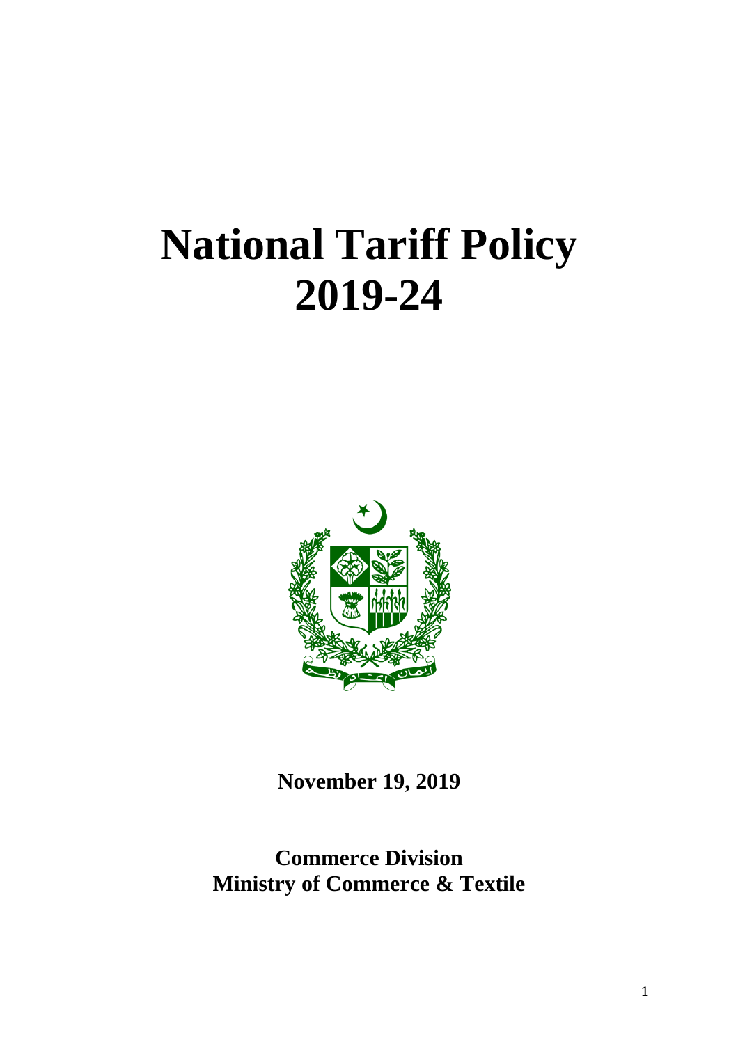# National Tariff Policy 2019-24

**November 19, 2019**

**Commerce Division**
**Ministry of Commerce & Textile**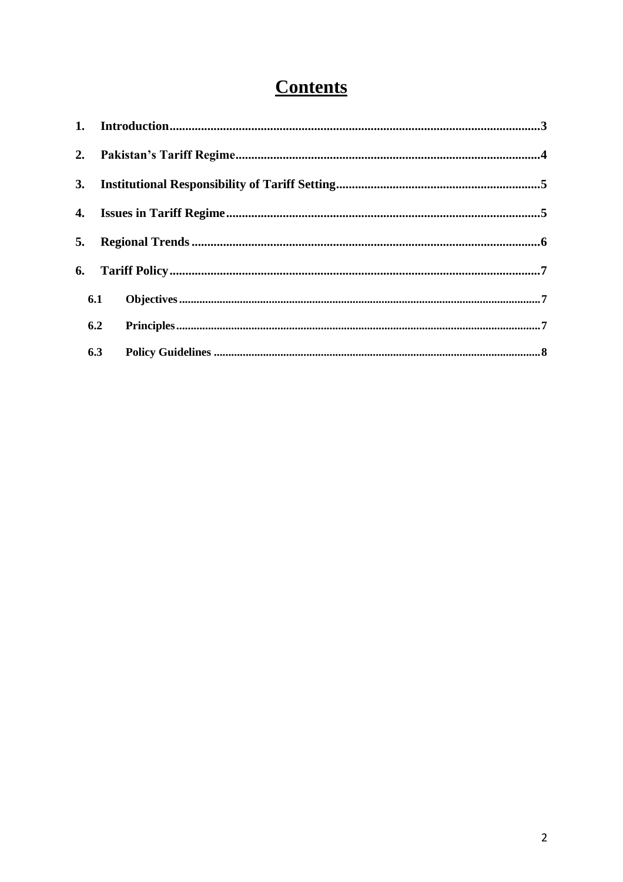# Contents

1. **Introduction** ..... 3
2. **Pakistan's Tariff Regime** ..... 4
3. **Institutional Responsibility of Tariff Setting** ..... 5
4. **Issues in Tariff Regime** ..... 5
5. **Regional Trends** ..... 6
6. **Tariff Policy** ..... 7
   - **6.1 Objectives** ..... 7
   - **6.2 Principles** ..... 7
   - **6.3 Policy Guidelines** ..... 8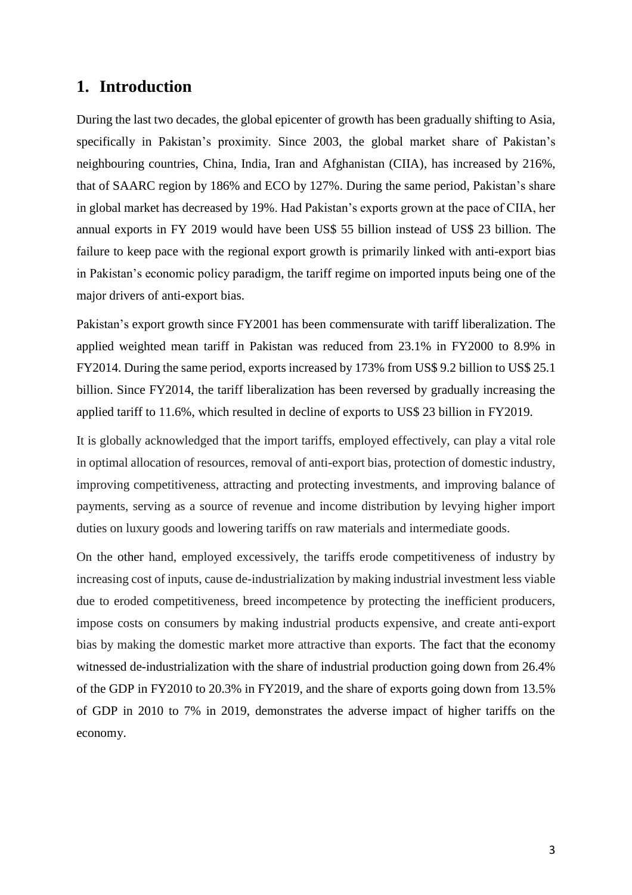# 1. Introduction

During the last two decades, the global epicenter of growth has been gradually shifting to Asia, specifically in Pakistan's proximity. Since 2003, the global market share of Pakistan's neighbouring countries, China, India, Iran and Afghanistan (CIIA), has increased by 216%, that of SAARC region by 186% and ECO by 127%. During the same period, Pakistan's share in global market has decreased by 19%. Had Pakistan's exports grown at the pace of CIIA, her annual exports in FY 2019 would have been US$ 55 billion instead of US$ 23 billion. The failure to keep pace with the regional export growth is primarily linked with anti-export bias in Pakistan's economic policy paradigm, the tariff regime on imported inputs being one of the major drivers of anti-export bias.

Pakistan's export growth since FY2001 has been commensurate with tariff liberalization. The applied weighted mean tariff in Pakistan was reduced from 23.1% in FY2000 to 8.9% in FY2014. During the same period, exports increased by 173% from US$ 9.2 billion to US$ 25.1 billion. Since FY2014, the tariff liberalization has been reversed by gradually increasing the applied tariff to 11.6%, which resulted in decline of exports to US$ 23 billion in FY2019.

It is globally acknowledged that the import tariffs, employed effectively, can play a vital role in optimal allocation of resources, removal of anti-export bias, protection of domestic industry, improving competitiveness, attracting and protecting investments, and improving balance of payments, serving as a source of revenue and income distribution by levying higher import duties on luxury goods and lowering tariffs on raw materials and intermediate goods.

On the other hand, employed excessively, the tariffs erode competitiveness of industry by increasing cost of inputs, cause de-industrialization by making industrial investment less viable due to eroded competitiveness, breed incompetence by protecting the inefficient producers, impose costs on consumers by making industrial products expensive, and create anti-export bias by making the domestic market more attractive than exports. The fact that the economy witnessed de-industrialization with the share of industrial production going down from 26.4% of the GDP in FY2010 to 20.3% in FY2019, and the share of exports going down from 13.5% of GDP in 2010 to 7% in 2019, demonstrates the adverse impact of higher tariffs on the economy.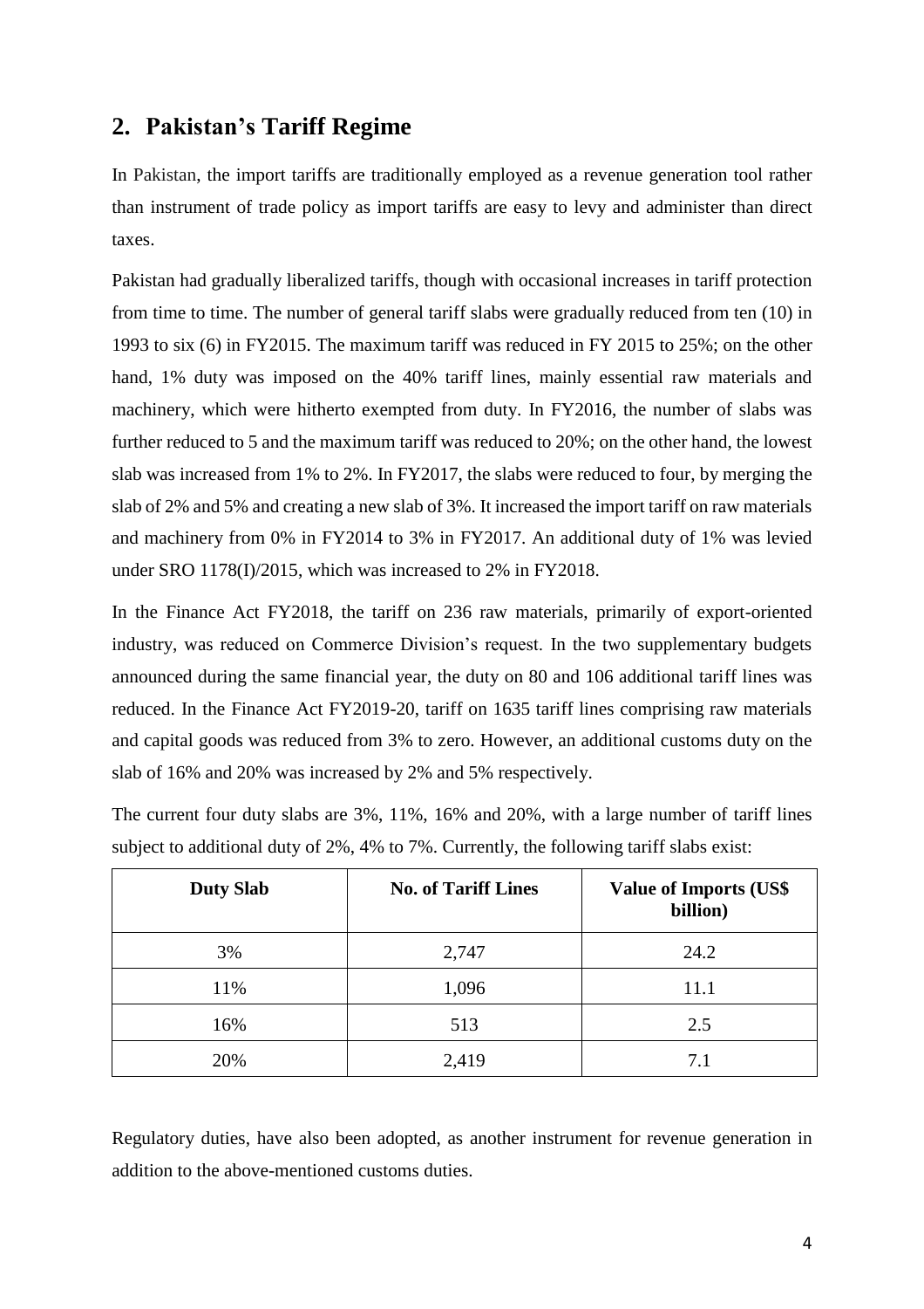## 2. Pakistan's Tariff Regime

In Pakistan, the import tariffs are traditionally employed as a revenue generation tool rather than instrument of trade policy as import tariffs are easy to levy and administer than direct taxes.

Pakistan had gradually liberalized tariffs, though with occasional increases in tariff protection from time to time. The number of general tariff slabs were gradually reduced from ten (10) in 1993 to six (6) in FY2015. The maximum tariff was reduced in FY 2015 to 25%; on the other hand, 1% duty was imposed on the 40% tariff lines, mainly essential raw materials and machinery, which were hitherto exempted from duty. In FY2016, the number of slabs was further reduced to 5 and the maximum tariff was reduced to 20%; on the other hand, the lowest slab was increased from 1% to 2%. In FY2017, the slabs were reduced to four, by merging the slab of 2% and 5% and creating a new slab of 3%. It increased the import tariff on raw materials and machinery from 0% in FY2014 to 3% in FY2017. An additional duty of 1% was levied under SRO 1178(I)/2015, which was increased to 2% in FY2018.

In the Finance Act FY2018, the tariff on 236 raw materials, primarily of export-oriented industry, was reduced on Commerce Division's request. In the two supplementary budgets announced during the same financial year, the duty on 80 and 106 additional tariff lines was reduced. In the Finance Act FY2019-20, tariff on 1635 tariff lines comprising raw materials and capital goods was reduced from 3% to zero. However, an additional customs duty on the slab of 16% and 20% was increased by 2% and 5% respectively.

The current four duty slabs are 3%, 11%, 16% and 20%, with a large number of tariff lines subject to additional duty of 2%, 4% to 7%. Currently, the following tariff slabs exist:

| Duty Slab | No. of Tariff Lines | Value of Imports (US$ billion) |
|---|---|---|
| 3% | 2,747 | 24.2 |
| 11% | 1,096 | 11.1 |
| 16% | 513 | 2.5 |
| 20% | 2,419 | 7.1 |

Regulatory duties, have also been adopted, as another instrument for revenue generation in addition to the above-mentioned customs duties.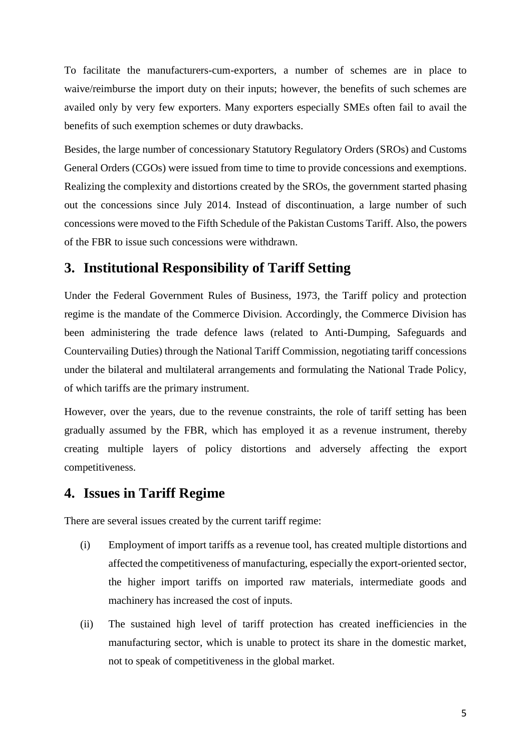To facilitate the manufacturers-cum-exporters, a number of schemes are in place to waive/reimburse the import duty on their inputs; however, the benefits of such schemes are availed only by very few exporters. Many exporters especially SMEs often fail to avail the benefits of such exemption schemes or duty drawbacks.

Besides, the large number of concessionary Statutory Regulatory Orders (SROs) and Customs General Orders (CGOs) were issued from time to time to provide concessions and exemptions. Realizing the complexity and distortions created by the SROs, the government started phasing out the concessions since July 2014. Instead of discontinuation, a large number of such concessions were moved to the Fifth Schedule of the Pakistan Customs Tariff. Also, the powers of the FBR to issue such concessions were withdrawn.

## 3. Institutional Responsibility of Tariff Setting

Under the Federal Government Rules of Business, 1973, the Tariff policy and protection regime is the mandate of the Commerce Division. Accordingly, the Commerce Division has been administering the trade defence laws (related to Anti-Dumping, Safeguards and Countervailing Duties) through the National Tariff Commission, negotiating tariff concessions under the bilateral and multilateral arrangements and formulating the National Trade Policy, of which tariffs are the primary instrument.

However, over the years, due to the revenue constraints, the role of tariff setting has been gradually assumed by the FBR, which has employed it as a revenue instrument, thereby creating multiple layers of policy distortions and adversely affecting the export competitiveness.

## 4. Issues in Tariff Regime

There are several issues created by the current tariff regime:

(i) Employment of import tariffs as a revenue tool, has created multiple distortions and affected the competitiveness of manufacturing, especially the export-oriented sector, the higher import tariffs on imported raw materials, intermediate goods and machinery has increased the cost of inputs.

(ii) The sustained high level of tariff protection has created inefficiencies in the manufacturing sector, which is unable to protect its share in the domestic market, not to speak of competitiveness in the global market.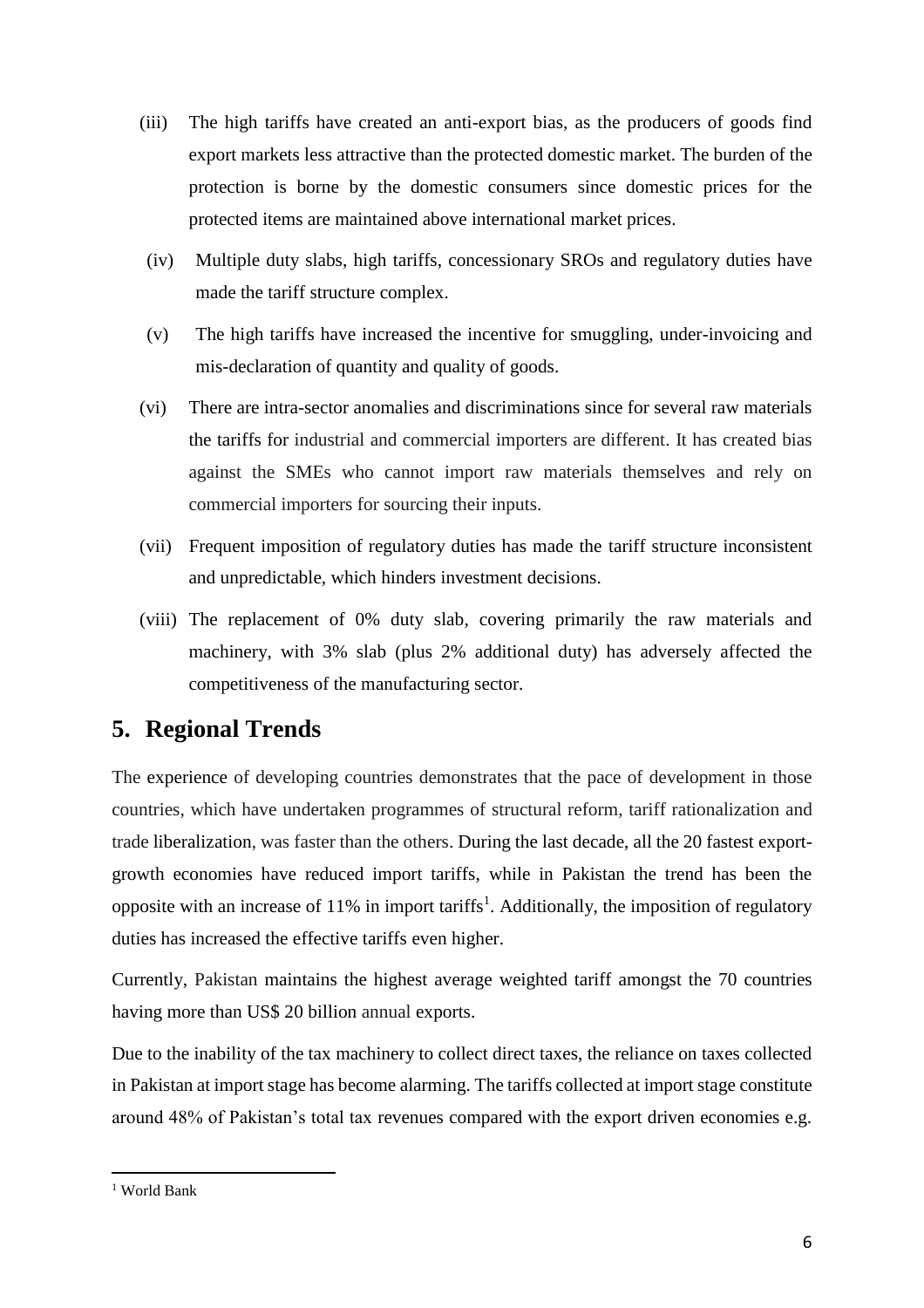(iii) The high tariffs have created an anti-export bias, as the producers of goods find export markets less attractive than the protected domestic market. The burden of the protection is borne by the domestic consumers since domestic prices for the protected items are maintained above international market prices.

(iv) Multiple duty slabs, high tariffs, concessionary SROs and regulatory duties have made the tariff structure complex.

(v) The high tariffs have increased the incentive for smuggling, under-invoicing and mis-declaration of quantity and quality of goods.

(vi) There are intra-sector anomalies and discriminations since for several raw materials the tariffs for industrial and commercial importers are different. It has created bias against the SMEs who cannot import raw materials themselves and rely on commercial importers for sourcing their inputs.

(vii) Frequent imposition of regulatory duties has made the tariff structure inconsistent and unpredictable, which hinders investment decisions.

(viii) The replacement of 0% duty slab, covering primarily the raw materials and machinery, with 3% slab (plus 2% additional duty) has adversely affected the competitiveness of the manufacturing sector.

## 5. Regional Trends

The experience of developing countries demonstrates that the pace of development in those countries, which have undertaken programmes of structural reform, tariff rationalization and trade liberalization, was faster than the others. During the last decade, all the 20 fastest export-growth economies have reduced import tariffs, while in Pakistan the trend has been the opposite with an increase of 11% in import tariffs[1]. Additionally, the imposition of regulatory duties has increased the effective tariffs even higher.

Currently, Pakistan maintains the highest average weighted tariff amongst the 70 countries having more than US$ 20 billion annual exports.

Due to the inability of the tax machinery to collect direct taxes, the reliance on taxes collected in Pakistan at import stage has become alarming. The tariffs collected at import stage constitute around 48% of Pakistan's total tax revenues compared with the export driven economies e.g.

[1] World Bank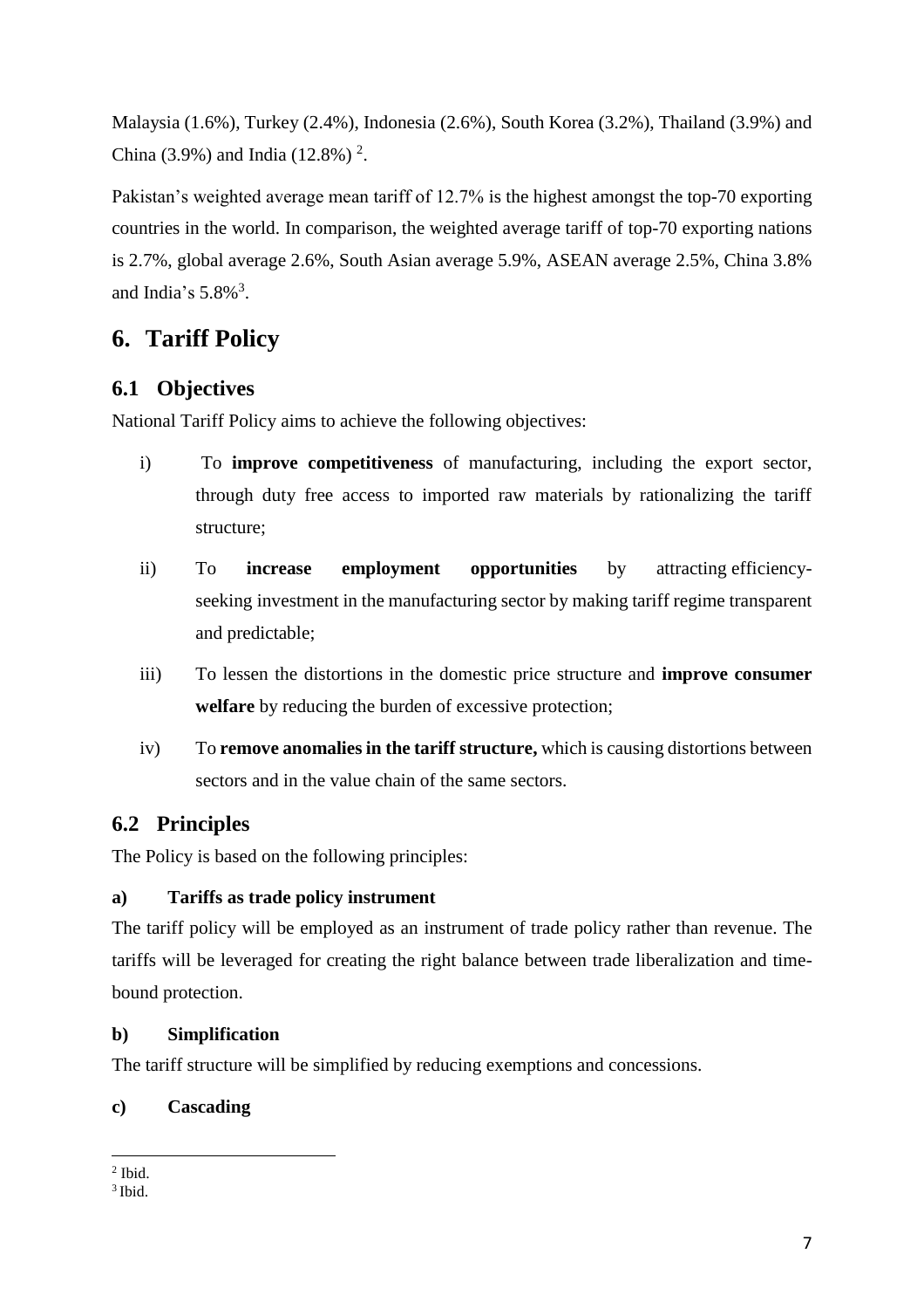Malaysia (1.6%), Turkey (2.4%), Indonesia (2.6%), South Korea (3.2%), Thailand (3.9%) and China (3.9%) and India (12.8%) [2].

Pakistan's weighted average mean tariff of 12.7% is the highest amongst the top-70 exporting countries in the world. In comparison, the weighted average tariff of top-70 exporting nations is 2.7%, global average 2.6%, South Asian average 5.9%, ASEAN average 2.5%, China 3.8% and India's 5.8%[3].

# 6. Tariff Policy

## 6.1 Objectives

National Tariff Policy aims to achieve the following objectives:

i) To **improve competitiveness** of manufacturing, including the export sector, through duty free access to imported raw materials by rationalizing the tariff structure;

ii) To **increase employment opportunities** by attracting efficiency-seeking investment in the manufacturing sector by making tariff regime transparent and predictable;

iii) To lessen the distortions in the domestic price structure and **improve consumer welfare** by reducing the burden of excessive protection;

iv) To **remove anomalies in the tariff structure,** which is causing distortions between sectors and in the value chain of the same sectors.

## 6.2 Principles

The Policy is based on the following principles:

**a) Tariffs as trade policy instrument**

The tariff policy will be employed as an instrument of trade policy rather than revenue. The tariffs will be leveraged for creating the right balance between trade liberalization and time-bound protection.

**b) Simplification**

The tariff structure will be simplified by reducing exemptions and concessions.

**c) Cascading**

---

[2] Ibid.

[3] Ibid.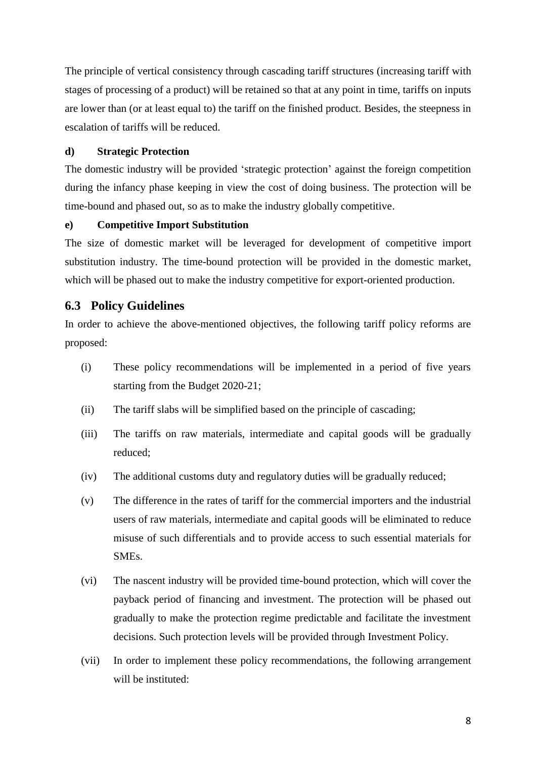The principle of vertical consistency through cascading tariff structures (increasing tariff with stages of processing of a product) will be retained so that at any point in time, tariffs on inputs are lower than (or at least equal to) the tariff on the finished product. Besides, the steepness in escalation of tariffs will be reduced.

#### d) Strategic Protection

The domestic industry will be provided 'strategic protection' against the foreign competition during the infancy phase keeping in view the cost of doing business. The protection will be time-bound and phased out, so as to make the industry globally competitive.

#### e) Competitive Import Substitution

The size of domestic market will be leveraged for development of competitive import substitution industry. The time-bound protection will be provided in the domestic market, which will be phased out to make the industry competitive for export-oriented production.

## 6.3 Policy Guidelines

In order to achieve the above-mentioned objectives, the following tariff policy reforms are proposed:

(i) These policy recommendations will be implemented in a period of five years starting from the Budget 2020-21;

(ii) The tariff slabs will be simplified based on the principle of cascading;

(iii) The tariffs on raw materials, intermediate and capital goods will be gradually reduced;

(iv) The additional customs duty and regulatory duties will be gradually reduced;

(v) The difference in the rates of tariff for the commercial importers and the industrial users of raw materials, intermediate and capital goods will be eliminated to reduce misuse of such differentials and to provide access to such essential materials for SMEs.

(vi) The nascent industry will be provided time-bound protection, which will cover the payback period of financing and investment. The protection will be phased out gradually to make the protection regime predictable and facilitate the investment decisions. Such protection levels will be provided through Investment Policy.

(vii) In order to implement these policy recommendations, the following arrangement will be instituted: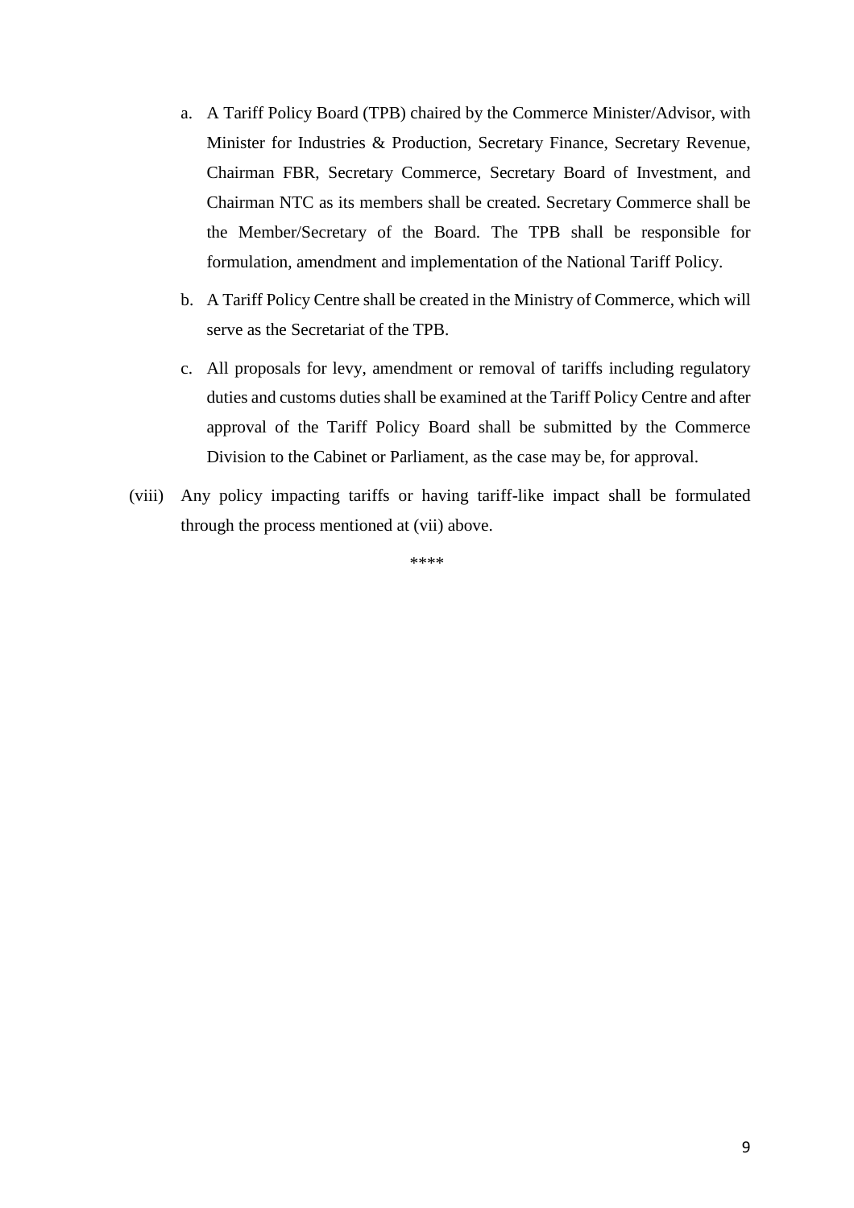a. A Tariff Policy Board (TPB) chaired by the Commerce Minister/Advisor, with Minister for Industries & Production, Secretary Finance, Secretary Revenue, Chairman FBR, Secretary Commerce, Secretary Board of Investment, and Chairman NTC as its members shall be created. Secretary Commerce shall be the Member/Secretary of the Board. The TPB shall be responsible for formulation, amendment and implementation of the National Tariff Policy.

b. A Tariff Policy Centre shall be created in the Ministry of Commerce, which will serve as the Secretariat of the TPB.

c. All proposals for levy, amendment or removal of tariffs including regulatory duties and customs duties shall be examined at the Tariff Policy Centre and after approval of the Tariff Policy Board shall be submitted by the Commerce Division to the Cabinet or Parliament, as the case may be, for approval.

(viii) Any policy impacting tariffs or having tariff-like impact shall be formulated through the process mentioned at (vii) above.

****